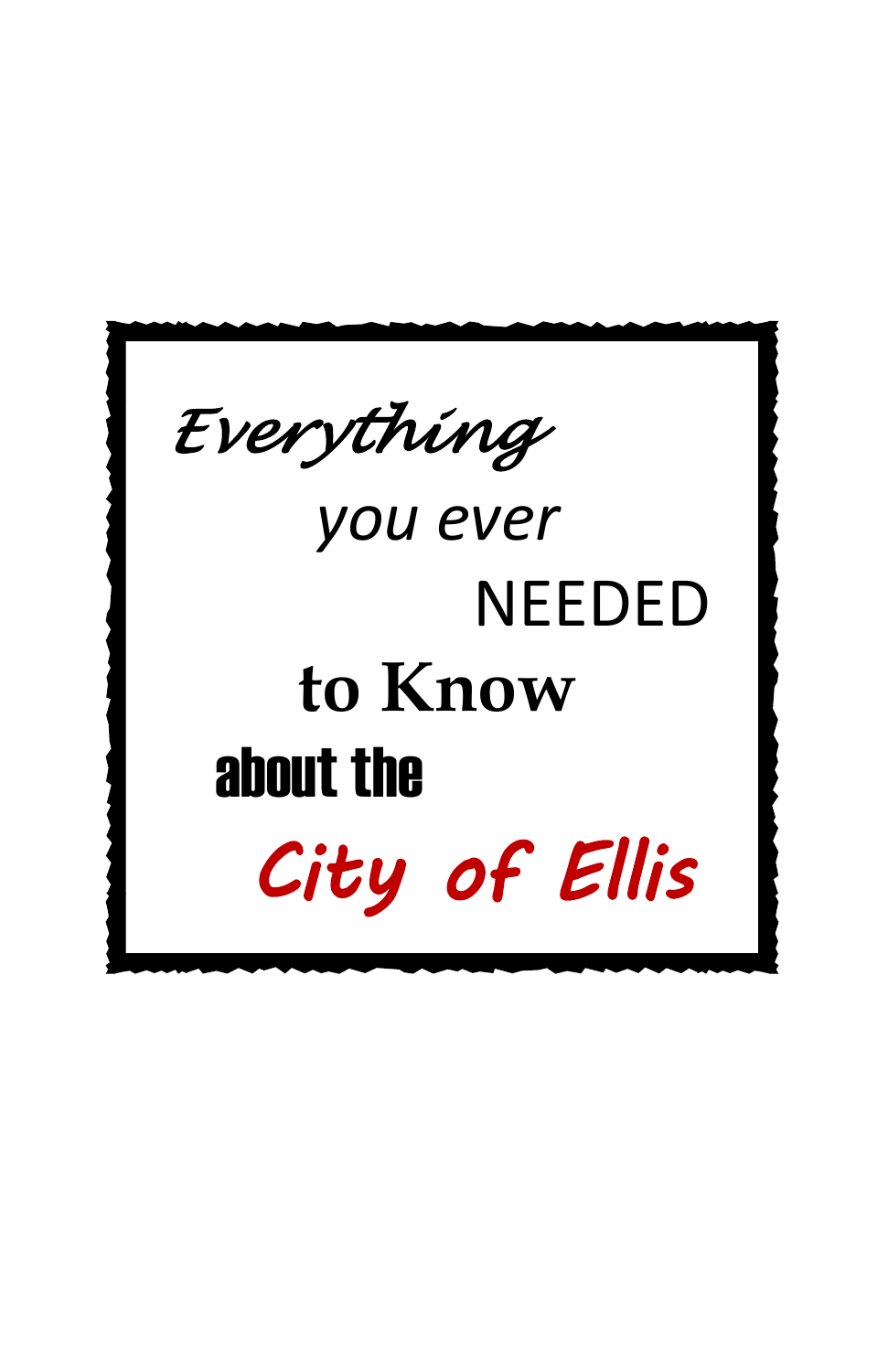# *Everything* *you ever* NEEDED **to Know** **about the** City of Ellis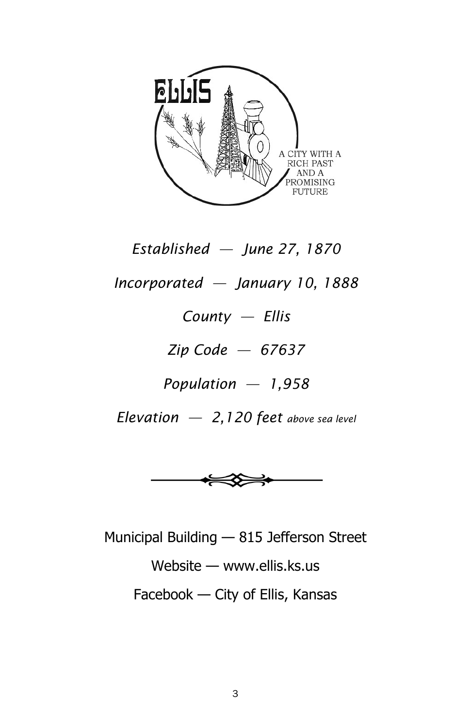ELLIS

A CITY WITH A RICH PAST AND A PROMISING FUTURE

*Established — June 27, 1870*

*Incorporated — January 10, 1888*

*County — Ellis*

*Zip Code — 67637*

*Population — 1,958*

*Elevation — 2,120 feet above sea level*

Municipal Building — 815 Jefferson Street

Website — www.ellis.ks.us

Facebook — City of Ellis, Kansas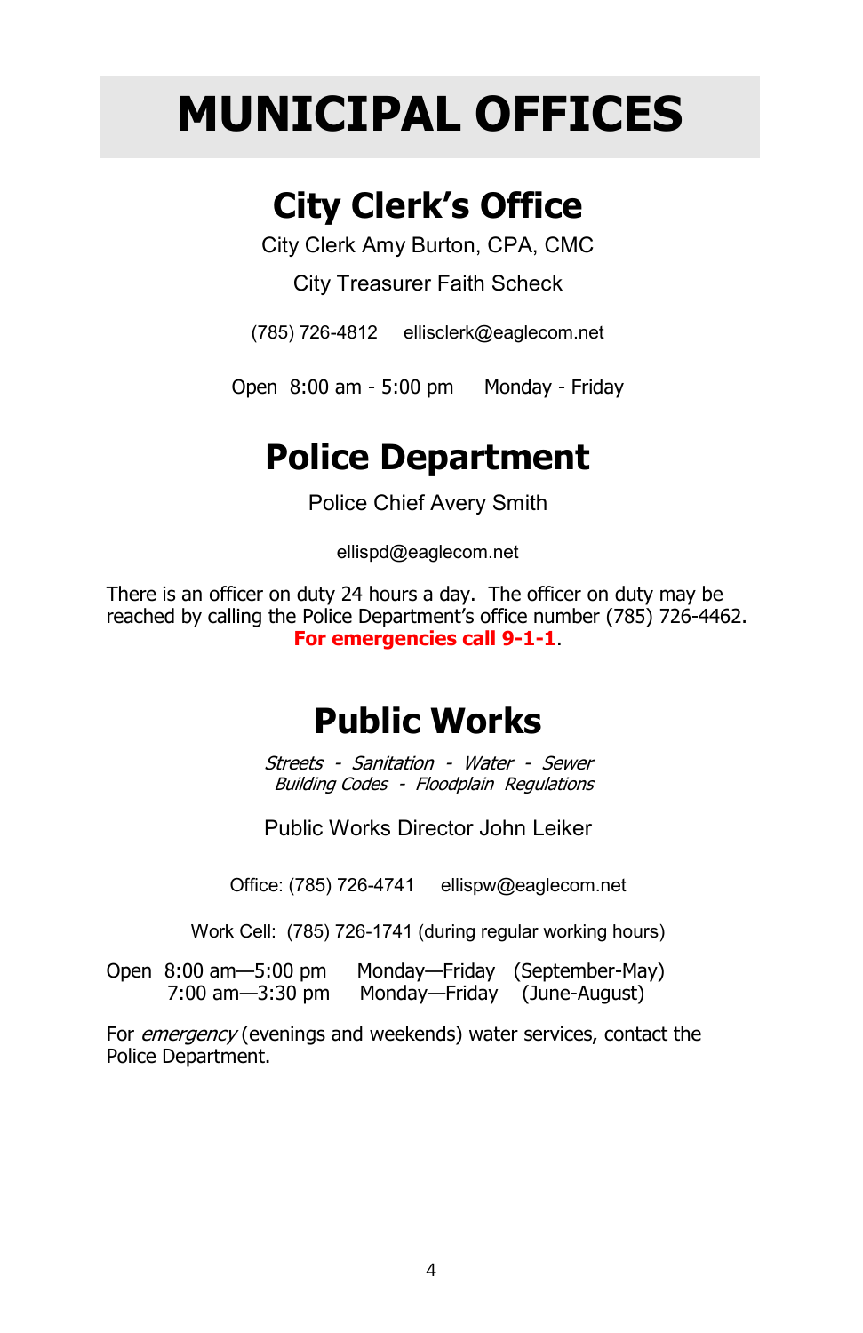# MUNICIPAL OFFICES

## City Clerk's Office

City Clerk Amy Burton, CPA, CMC

City Treasurer Faith Scheck

(785) 726-4812 ellisclerk@eaglecom.net

Open 8:00 am - 5:00 pm Monday - Friday

## Police Department

Police Chief Avery Smith

ellispd@eaglecom.net

There is an officer on duty 24 hours a day. The officer on duty may be reached by calling the Police Department's office number (785) 726-4462. **For emergencies call 9-1-1**.

## Public Works

*Streets - Sanitation - Water - Sewer*
*Building Codes - Floodplain Regulations*

Public Works Director John Leiker

Office: (785) 726-4741 ellispw@eaglecom.net

Work Cell: (785) 726-1741 (during regular working hours)

Open 8:00 am—5:00 pm Monday—Friday (September-May)
7:00 am—3:30 pm Monday—Friday (June-August)

For *emergency* (evenings and weekends) water services, contact the Police Department.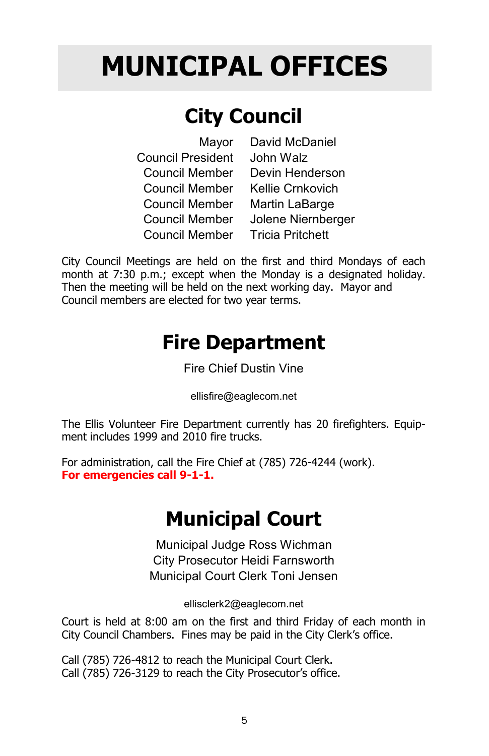# MUNICIPAL OFFICES

## City Council

| | |
|---|---|
| Mayor | David McDaniel |
| Council President | John Walz |
| Council Member | Devin Henderson |
| Council Member | Kellie Crnkovich |
| Council Member | Martin LaBarge |
| Council Member | Jolene Niernberger |
| Council Member | Tricia Pritchett |

City Council Meetings are held on the first and third Mondays of each month at 7:30 p.m.; except when the Monday is a designated holiday. Then the meeting will be held on the next working day. Mayor and Council members are elected for two year terms.

## Fire Department

Fire Chief Dustin Vine

ellisfire@eaglecom.net

The Ellis Volunteer Fire Department currently has 20 firefighters. Equipment includes 1999 and 2010 fire trucks.

For administration, call the Fire Chief at (785) 726-4244 (work).
**For emergencies call 9-1-1.**

## Municipal Court

Municipal Judge Ross Wichman
City Prosecutor Heidi Farnsworth
Municipal Court Clerk Toni Jensen

ellisclerk2@eaglecom.net

Court is held at 8:00 am on the first and third Friday of each month in City Council Chambers. Fines may be paid in the City Clerk's office.

Call (785) 726-4812 to reach the Municipal Court Clerk.
Call (785) 726-3129 to reach the City Prosecutor's office.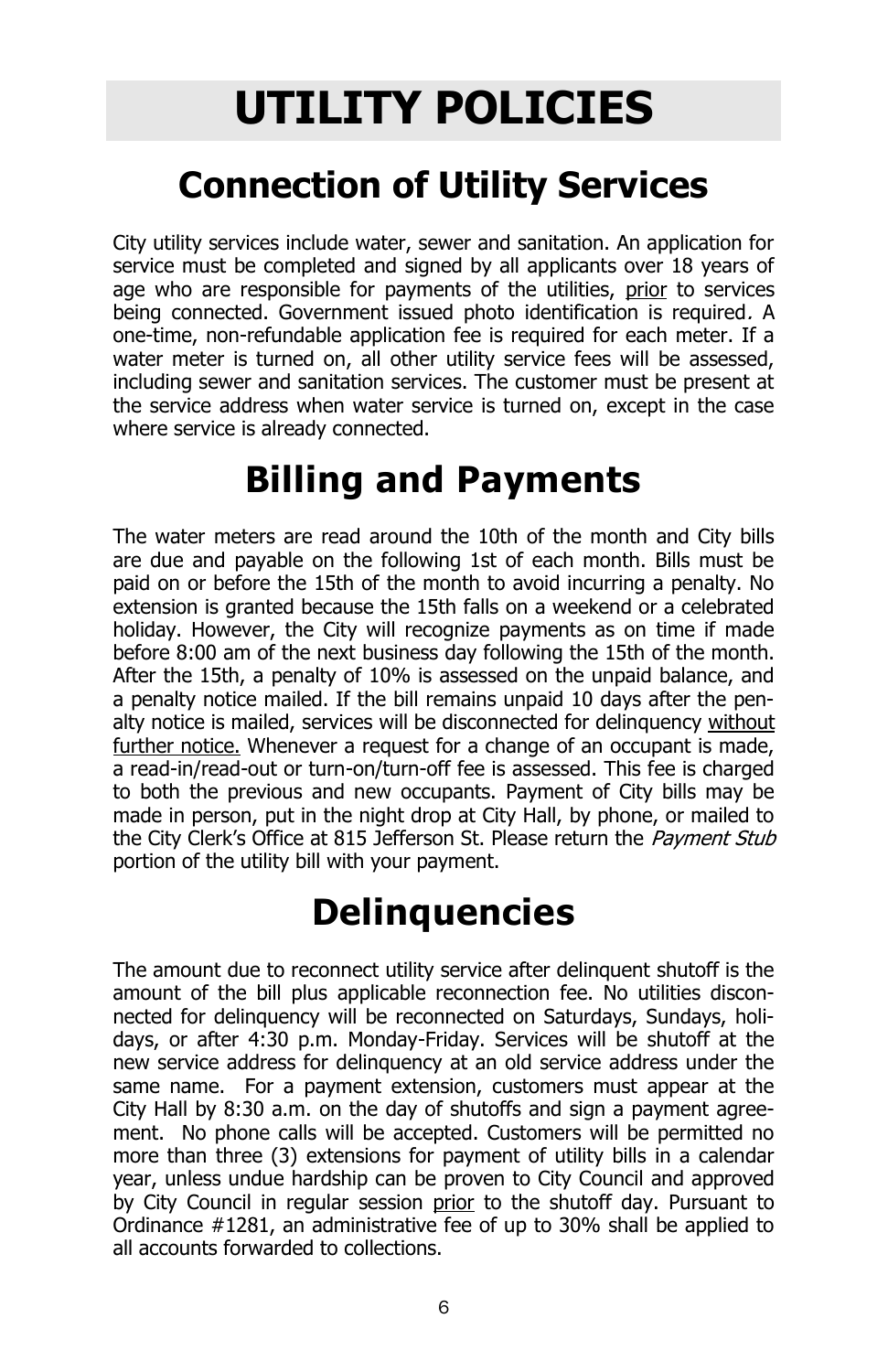# UTILITY POLICIES

## Connection of Utility Services

City utility services include water, sewer and sanitation. An application for service must be completed and signed by all applicants over 18 years of age who are responsible for payments of the utilities, prior to services being connected. Government issued photo identification is required*.* A one-time, non-refundable application fee is required for each meter. If a water meter is turned on, all other utility service fees will be assessed, including sewer and sanitation services. The customer must be present at the service address when water service is turned on, except in the case where service is already connected.

## Billing and Payments

The water meters are read around the 10th of the month and City bills are due and payable on the following 1st of each month. Bills must be paid on or before the 15th of the month to avoid incurring a penalty. No extension is granted because the 15th falls on a weekend or a celebrated holiday. However, the City will recognize payments as on time if made before 8:00 am of the next business day following the 15th of the month. After the 15th, a penalty of 10% is assessed on the unpaid balance, and a penalty notice mailed. If the bill remains unpaid 10 days after the penalty notice is mailed, services will be disconnected for delinquency without further notice. Whenever a request for a change of an occupant is made, a read-in/read-out or turn-on/turn-off fee is assessed. This fee is charged to both the previous and new occupants. Payment of City bills may be made in person, put in the night drop at City Hall, by phone, or mailed to the City Clerk's Office at 815 Jefferson St. Please return the *Payment Stub* portion of the utility bill with your payment.

## Delinquencies

The amount due to reconnect utility service after delinquent shutoff is the amount of the bill plus applicable reconnection fee. No utilities disconnected for delinquency will be reconnected on Saturdays, Sundays, holidays, or after 4:30 p.m. Monday-Friday. Services will be shutoff at the new service address for delinquency at an old service address under the same name. For a payment extension, customers must appear at the City Hall by 8:30 a.m. on the day of shutoffs and sign a payment agreement. No phone calls will be accepted. Customers will be permitted no more than three (3) extensions for payment of utility bills in a calendar year, unless undue hardship can be proven to City Council and approved by City Council in regular session prior to the shutoff day. Pursuant to Ordinance #1281, an administrative fee of up to 30% shall be applied to all accounts forwarded to collections.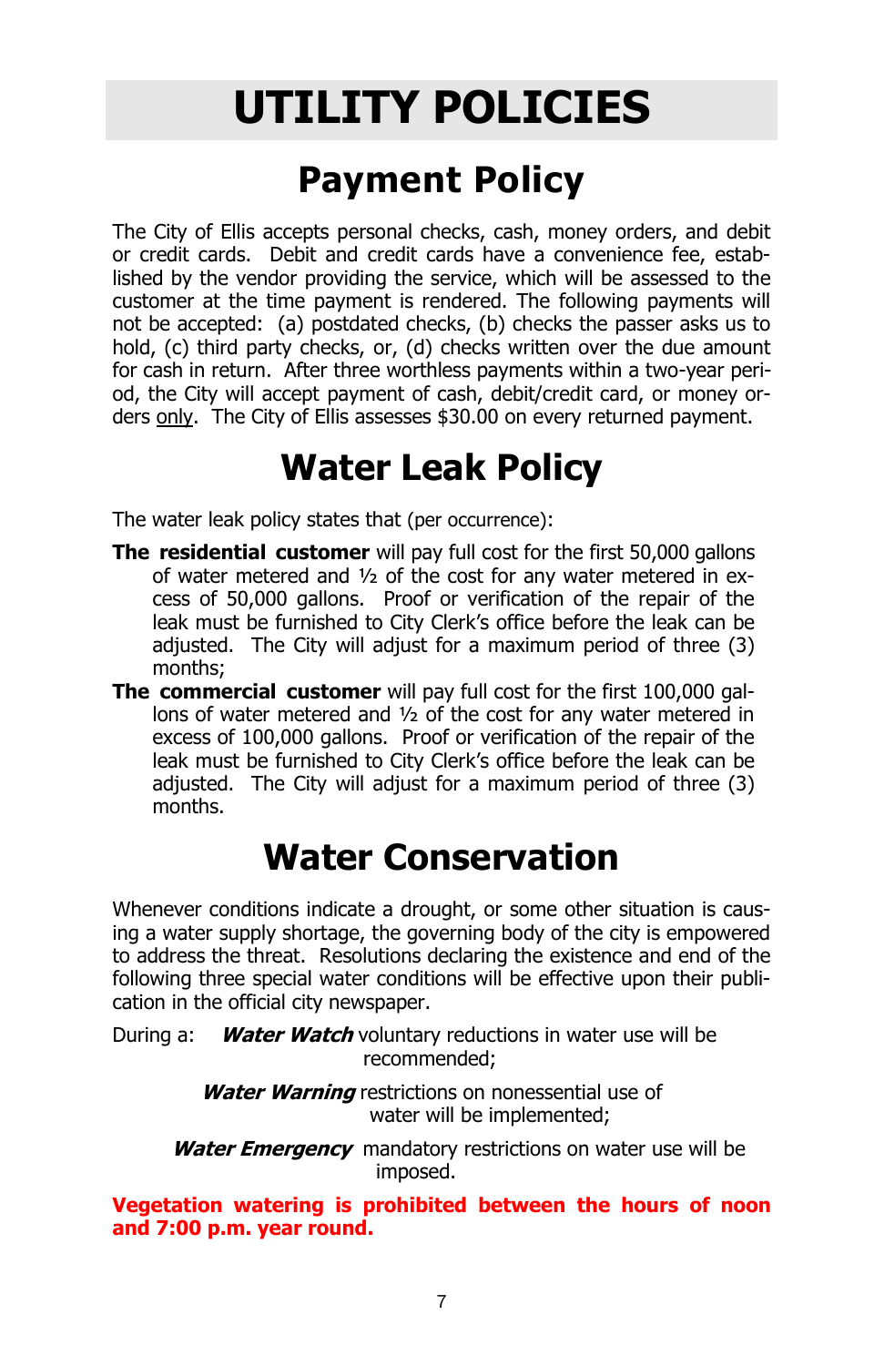# UTILITY POLICIES

## Payment Policy

The City of Ellis accepts personal checks, cash, money orders, and debit or credit cards. Debit and credit cards have a convenience fee, established by the vendor providing the service, which will be assessed to the customer at the time payment is rendered. The following payments will not be accepted: (a) postdated checks, (b) checks the passer asks us to hold, (c) third party checks, or, (d) checks written over the due amount for cash in return. After three worthless payments within a two-year period, the City will accept payment of cash, debit/credit card, or money orders only. The City of Ellis assesses $30.00 on every returned payment.

## Water Leak Policy

The water leak policy states that (per occurrence):

**The residential customer** will pay full cost for the first 50,000 gallons of water metered and ½ of the cost for any water metered in excess of 50,000 gallons. Proof or verification of the repair of the leak must be furnished to City Clerk's office before the leak can be adjusted. The City will adjust for a maximum period of three (3) months;

**The commercial customer** will pay full cost for the first 100,000 gallons of water metered and ½ of the cost for any water metered in excess of 100,000 gallons. Proof or verification of the repair of the leak must be furnished to City Clerk's office before the leak can be adjusted. The City will adjust for a maximum period of three (3) months.

## Water Conservation

Whenever conditions indicate a drought, or some other situation is causing a water supply shortage, the governing body of the city is empowered to address the threat. Resolutions declaring the existence and end of the following three special water conditions will be effective upon their publication in the official city newspaper.

During a: ***Water Watch*** voluntary reductions in water use will be recommended;

***Water Warning*** restrictions on nonessential use of water will be implemented;

***Water Emergency*** mandatory restrictions on water use will be imposed.

**Vegetation watering is prohibited between the hours of noon and 7:00 p.m. year round.**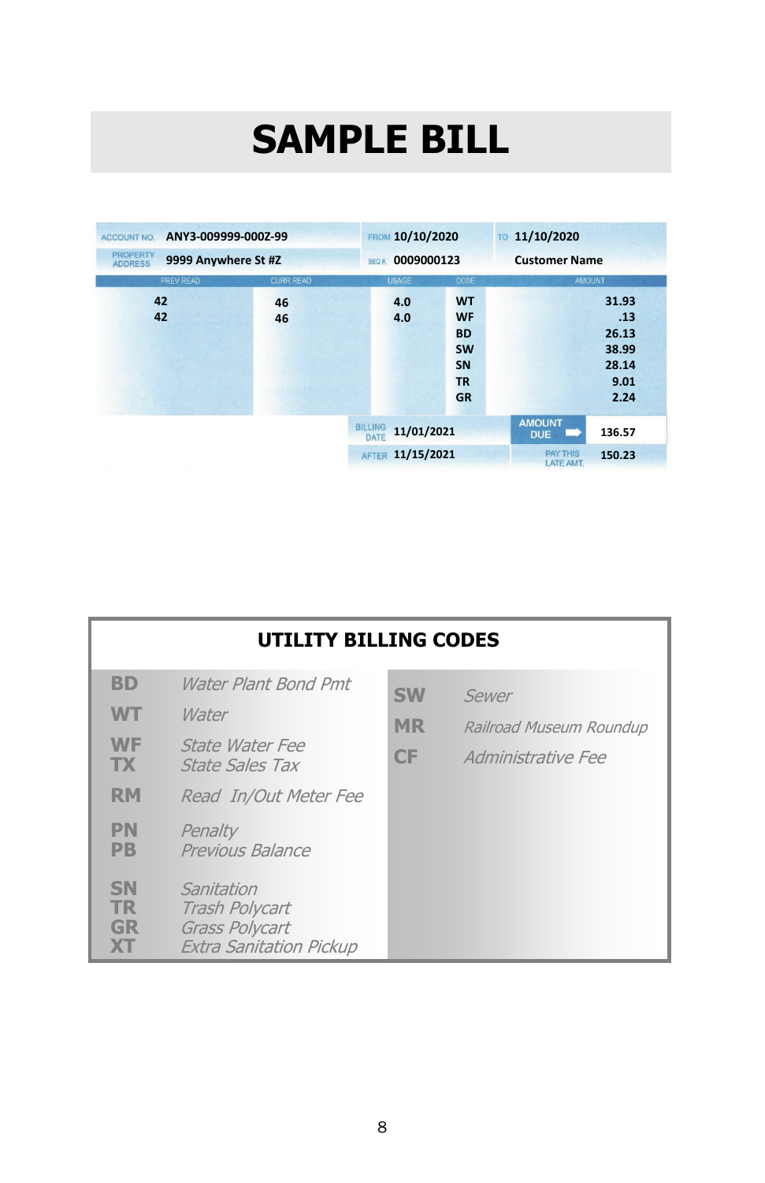# SAMPLE BILL

| ACCOUNT NO. | ANY3-009999-000Z-99 | FROM | 10/10/2020 | TO | 11/10/2020 |
|---|---|---|---|---|---|
| PROPERTY ADDRESS | 9999 Anywhere St #Z | SEQ #. | 0009000123 | | Customer Name |

| PREV READ | CURR READ | USAGE | CODE | AMOUNT |
|---|---|---|---|---|
| 42 | 46 | 4.0 | WT | 31.93 |
| 42 | 46 | 4.0 | WF | .13 |
| | | | BD | 26.13 |
| | | | SW | 38.99 |
| | | | SN | 28.14 |
| | | | TR | 9.01 |
| | | | GR | 2.24 |

| | | |
|---|---|---|
| BILLING DATE | 11/01/2021 | AMOUNT DUE | 136.57 |
| AFTER | 11/15/2021 | PAY THIS LATE AMT. | 150.23 |

## UTILITY BILLING CODES

| Code | Description |
|---|---|
| BD | *Water Plant Bond Pmt* |
| WT | *Water* |
| WF | *State Water Fee* |
| TX | *State Sales Tax* |
| RM | *Read In/Out Meter Fee* |
| PN | *Penalty* |
| PB | *Previous Balance* |
| SN | *Sanitation* |
| TR | *Trash Polycart* |
| GR | *Grass Polycart* |
| XT | *Extra Sanitation Pickup* |
| SW | *Sewer* |
| MR | *Railroad Museum Roundup* |
| CF | *Administrative Fee* |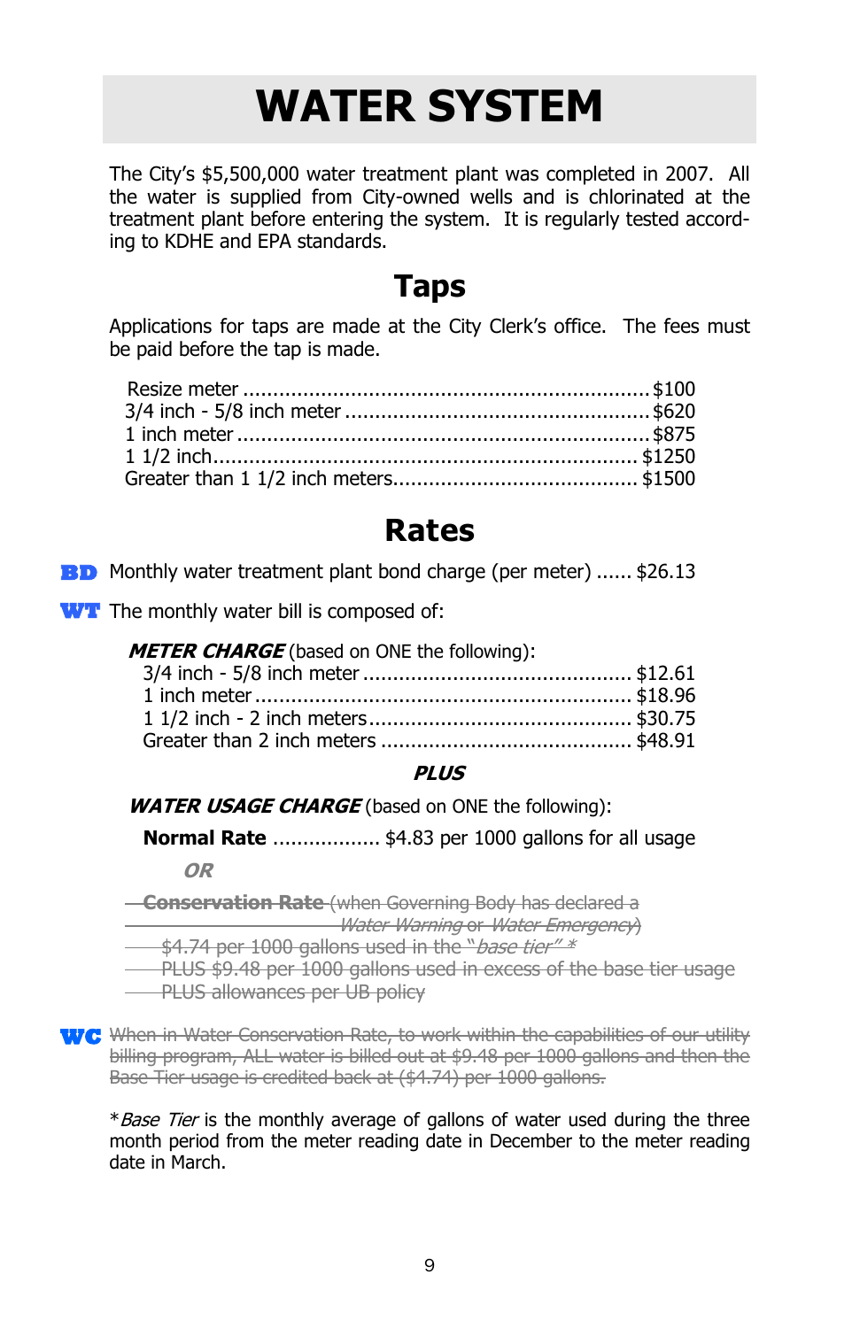# WATER SYSTEM

The City's $5,500,000 water treatment plant was completed in 2007. All the water is supplied from City-owned wells and is chlorinated at the treatment plant before entering the system. It is regularly tested according to KDHE and EPA standards.

## Taps

Applications for taps are made at the City Clerk's office. The fees must be paid before the tap is made.

| Item | Fee |
|---|---|
| Resize meter | $100 |
| 3/4 inch - 5/8 inch meter | $620 |
| 1 inch meter | $875 |
| 1 1/2 inch | $1250 |
| Greater than 1 1/2 inch meters | $1500 |

## Rates

**BD** Monthly water treatment plant bond charge (per meter) ...... $26.13

**WT** The monthly water bill is composed of:

***METER CHARGE*** (based on ONE the following):

| Meter | Charge |
|---|---|
| 3/4 inch - 5/8 inch meter | $12.61 |
| 1 inch meter | $18.96 |
| 1 1/2 inch - 2 inch meters | $30.75 |
| Greater than 2 inch meters | $48.91 |

***PLUS***

***WATER USAGE CHARGE*** (based on ONE the following):

**Normal Rate** .................. $4.83 per 1000 gallons for all usage

***OR***

~~**Conservation Rate** (when Governing Body has declared a *Water Warning* or *Water Emergency*)~~
~~$4.74 per 1000 gallons used in the "*base tier*" *~~
~~PLUS $9.48 per 1000 gallons used in excess of the base tier usage~~
~~PLUS allowances per UB policy~~

**WC** ~~When in Water Conservation Rate, to work within the capabilities of our utility billing program, ALL water is billed out at $9.48 per 1000 gallons and then the Base Tier usage is credited back at ($4.74) per 1000 gallons.~~

**Base Tier* is the monthly average of gallons of water used during the three month period from the meter reading date in December to the meter reading date in March.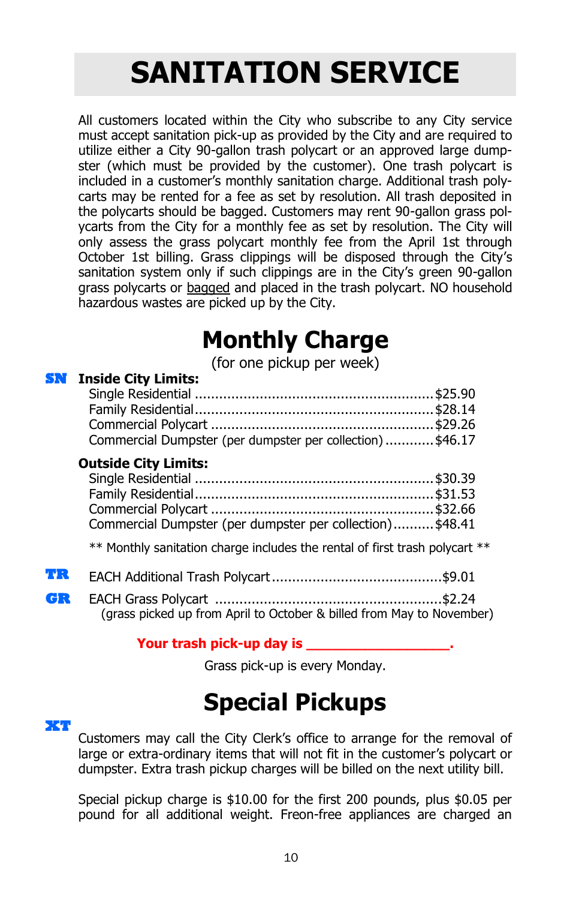# SANITATION SERVICE

All customers located within the City who subscribe to any City service must accept sanitation pick-up as provided by the City and are required to utilize either a City 90-gallon trash polycart or an approved large dumpster (which must be provided by the customer). One trash polycart is included in a customer's monthly sanitation charge. Additional trash polycarts may be rented for a fee as set by resolution. All trash deposited in the polycarts should be bagged. Customers may rent 90-gallon grass polycarts from the City for a monthly fee as set by resolution. The City will only assess the grass polycart monthly fee from the April 1st through October 1st billing. Grass clippings will be disposed through the City's sanitation system only if such clippings are in the City's green 90-gallon grass polycarts or bagged and placed in the trash polycart. NO household hazardous wastes are picked up by the City.

## Monthly Charge

(for one pickup per week)

**SN** **Inside City Limits:**

- Single Residential .......... $25.90
- Family Residential .......... $28.14
- Commercial Polycart .......... $29.26
- Commercial Dumpster (per dumpster per collection) .......... $46.17

**Outside City Limits:**

- Single Residential .......... $30.39
- Family Residential .......... $31.53
- Commercial Polycart .......... $32.66
- Commercial Dumpster (per dumpster per collection) .......... $48.41

** Monthly sanitation charge includes the rental of first trash polycart **

**TR** EACH Additional Trash Polycart .......... $9.01

**GR** EACH Grass Polycart .......... $2.24
(grass picked up from April to October & billed from May to November)

**Your trash pick-up day is __________________.**

Grass pick-up is every Monday.

## Special Pickups

**XT**

Customers may call the City Clerk's office to arrange for the removal of large or extra-ordinary items that will not fit in the customer's polycart or dumpster. Extra trash pickup charges will be billed on the next utility bill.

Special pickup charge is $10.00 for the first 200 pounds, plus $0.05 per pound for all additional weight. Freon-free appliances are charged an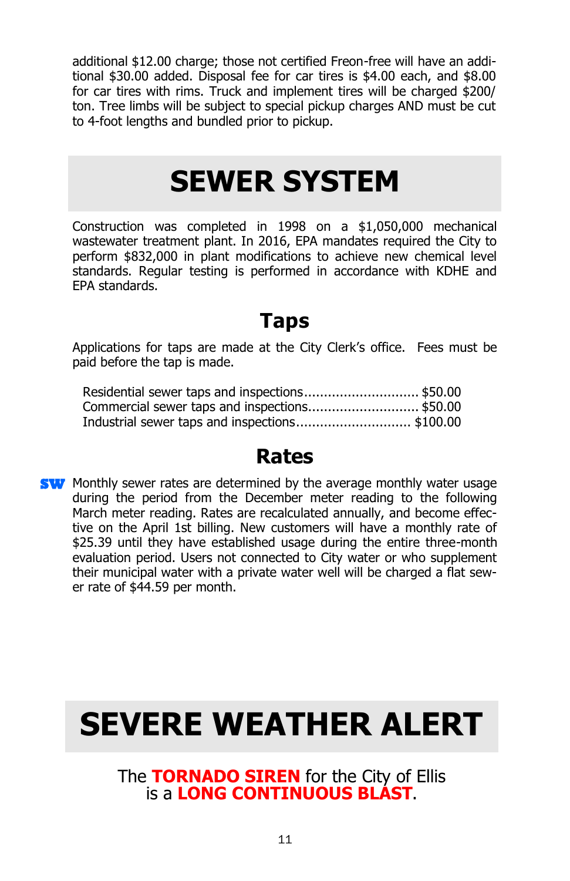additional $12.00 charge; those not certified Freon-free will have an additional $30.00 added. Disposal fee for car tires is $4.00 each, and $8.00 for car tires with rims. Truck and implement tires will be charged $200/ton. Tree limbs will be subject to special pickup charges AND must be cut to 4-foot lengths and bundled prior to pickup.

# SEWER SYSTEM

Construction was completed in 1998 on a $1,050,000 mechanical wastewater treatment plant. In 2016, EPA mandates required the City to perform $832,000 in plant modifications to achieve new chemical level standards. Regular testing is performed in accordance with KDHE and EPA standards.

## Taps

Applications for taps are made at the City Clerk's office. Fees must be paid before the tap is made.

Residential sewer taps and inspections............................. $50.00
Commercial sewer taps and inspections............................ $50.00
Industrial sewer taps and inspections............................. $100.00

## Rates

**SW** Monthly sewer rates are determined by the average monthly water usage during the period from the December meter reading to the following March meter reading. Rates are recalculated annually, and become effective on the April 1st billing. New customers will have a monthly rate of $25.39 until they have established usage during the entire three-month evaluation period. Users not connected to City water or who supplement their municipal water with a private water well will be charged a flat sewer rate of $44.59 per month.

# SEVERE WEATHER ALERT

The **TORNADO SIREN** for the City of Ellis is a **LONG CONTINUOUS BLAST**.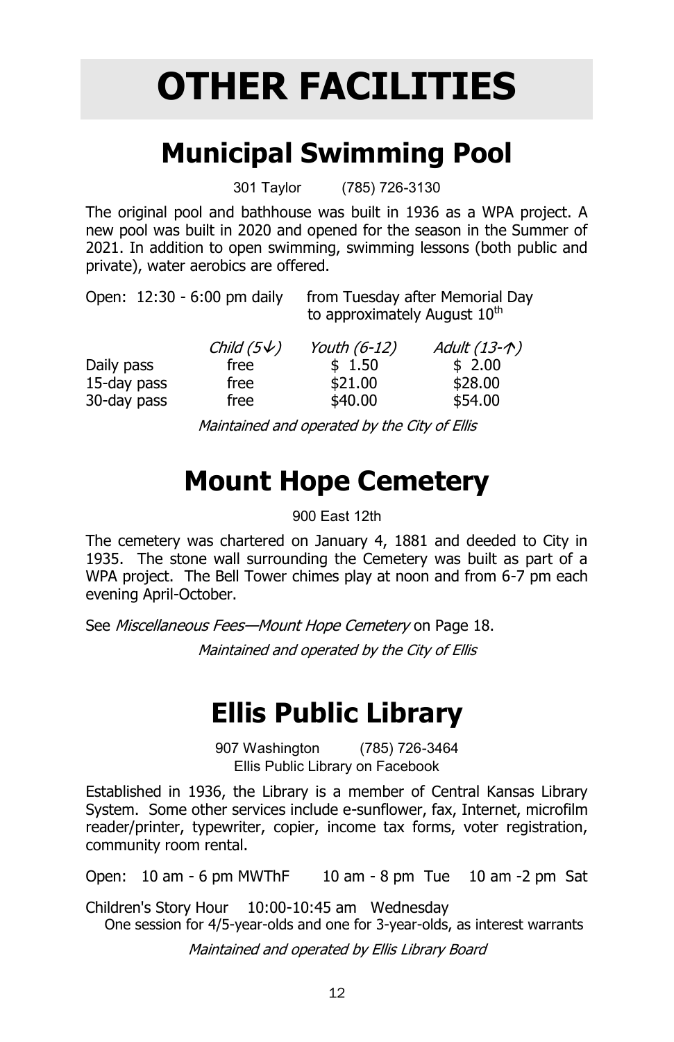# OTHER FACILITIES

## Municipal Swimming Pool

301 Taylor (785) 726-3130

The original pool and bathhouse was built in 1936 as a WPA project. A new pool was built in 2020 and opened for the season in the Summer of 2021. In addition to open swimming, swimming lessons (both public and private), water aerobics are offered.

Open: 12:30 - 6:00 pm daily from Tuesday after Memorial Day to approximately August 10th

| | *Child (5↓)* | *Youth (6-12)* | *Adult (13-↑)* |
|---|---|---|---|
| Daily pass | free | $ 1.50 | $ 2.00 |
| 15-day pass | free | $21.00 | $28.00 |
| 30-day pass | free | $40.00 | $54.00 |

*Maintained and operated by the City of Ellis*

## Mount Hope Cemetery

900 East 12th

The cemetery was chartered on January 4, 1881 and deeded to City in 1935. The stone wall surrounding the Cemetery was built as part of a WPA project. The Bell Tower chimes play at noon and from 6-7 pm each evening April-October.

See *Miscellaneous Fees—Mount Hope Cemetery* on Page 18.

*Maintained and operated by the City of Ellis*

## Ellis Public Library

907 Washington (785) 726-3464
Ellis Public Library on Facebook

Established in 1936, the Library is a member of Central Kansas Library System. Some other services include e-sunflower, fax, Internet, microfilm reader/printer, typewriter, copier, income tax forms, voter registration, community room rental.

Open: 10 am - 6 pm MWThF 10 am - 8 pm Tue 10 am -2 pm Sat

Children's Story Hour 10:00-10:45 am Wednesday
One session for 4/5-year-olds and one for 3-year-olds, as interest warrants

*Maintained and operated by Ellis Library Board*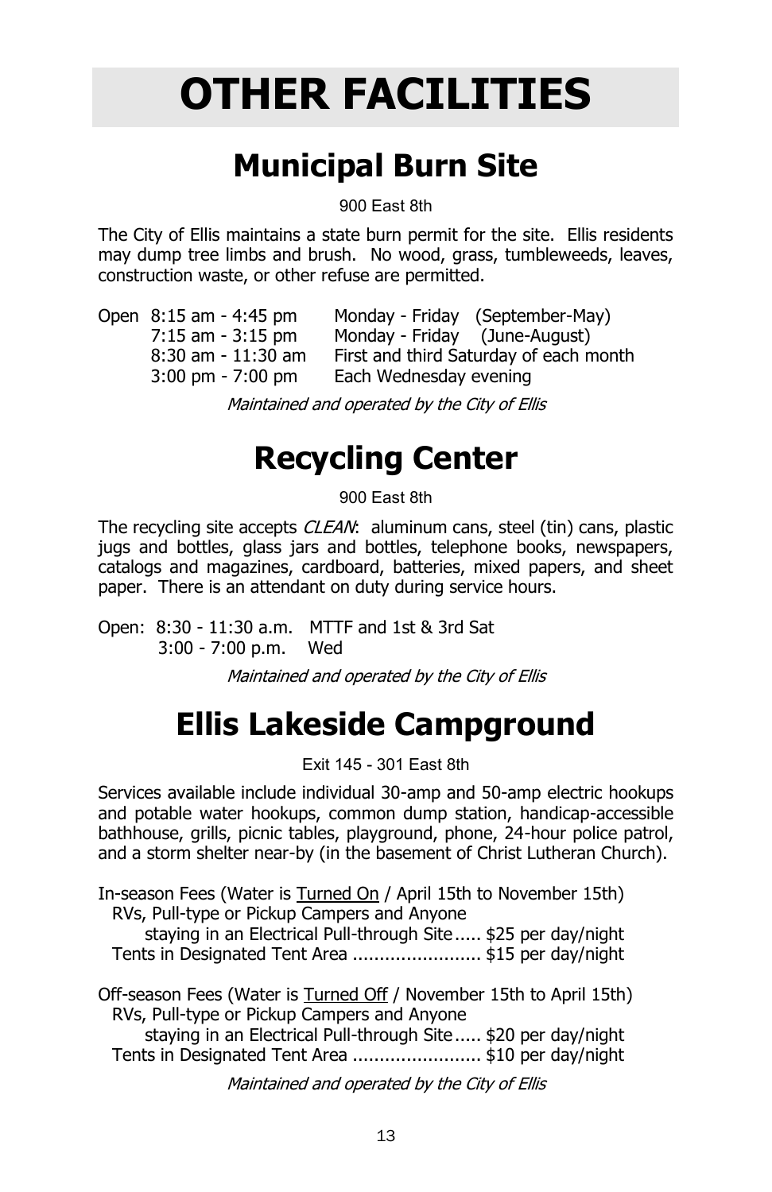# OTHER FACILITIES

## Municipal Burn Site

900 East 8th

The City of Ellis maintains a state burn permit for the site. Ellis residents may dump tree limbs and brush. No wood, grass, tumbleweeds, leaves, construction waste, or other refuse are permitted.

| Open | | |
|---|---|---|
| 8:15 am - 4:45 pm | Monday - Friday | (September-May) |
| 7:15 am - 3:15 pm | Monday - Friday | (June-August) |
| 8:30 am - 11:30 am | First and third Saturday of each month | |
| 3:00 pm - 7:00 pm | Each Wednesday evening | |

*Maintained and operated by the City of Ellis*

## Recycling Center

900 East 8th

The recycling site accepts *CLEAN*: aluminum cans, steel (tin) cans, plastic jugs and bottles, glass jars and bottles, telephone books, newspapers, catalogs and magazines, cardboard, batteries, mixed papers, and sheet paper. There is an attendant on duty during service hours.

Open: 8:30 - 11:30 a.m. MTTF and 1st & 3rd Sat
3:00 - 7:00 p.m. Wed

*Maintained and operated by the City of Ellis*

## Ellis Lakeside Campground

Exit 145 - 301 East 8th

Services available include individual 30-amp and 50-amp electric hookups and potable water hookups, common dump station, handicap-accessible bathhouse, grills, picnic tables, playground, phone, 24-hour police patrol, and a storm shelter near-by (in the basement of Christ Lutheran Church).

In-season Fees (Water is Turned On / April 15th to November 15th)
- RVs, Pull-type or Pickup Campers and Anyone staying in an Electrical Pull-through Site ..... $25 per day/night
- Tents in Designated Tent Area ........................ $15 per day/night

Off-season Fees (Water is Turned Off / November 15th to April 15th)
- RVs, Pull-type or Pickup Campers and Anyone staying in an Electrical Pull-through Site ..... $20 per day/night
- Tents in Designated Tent Area ........................ $10 per day/night

*Maintained and operated by the City of Ellis*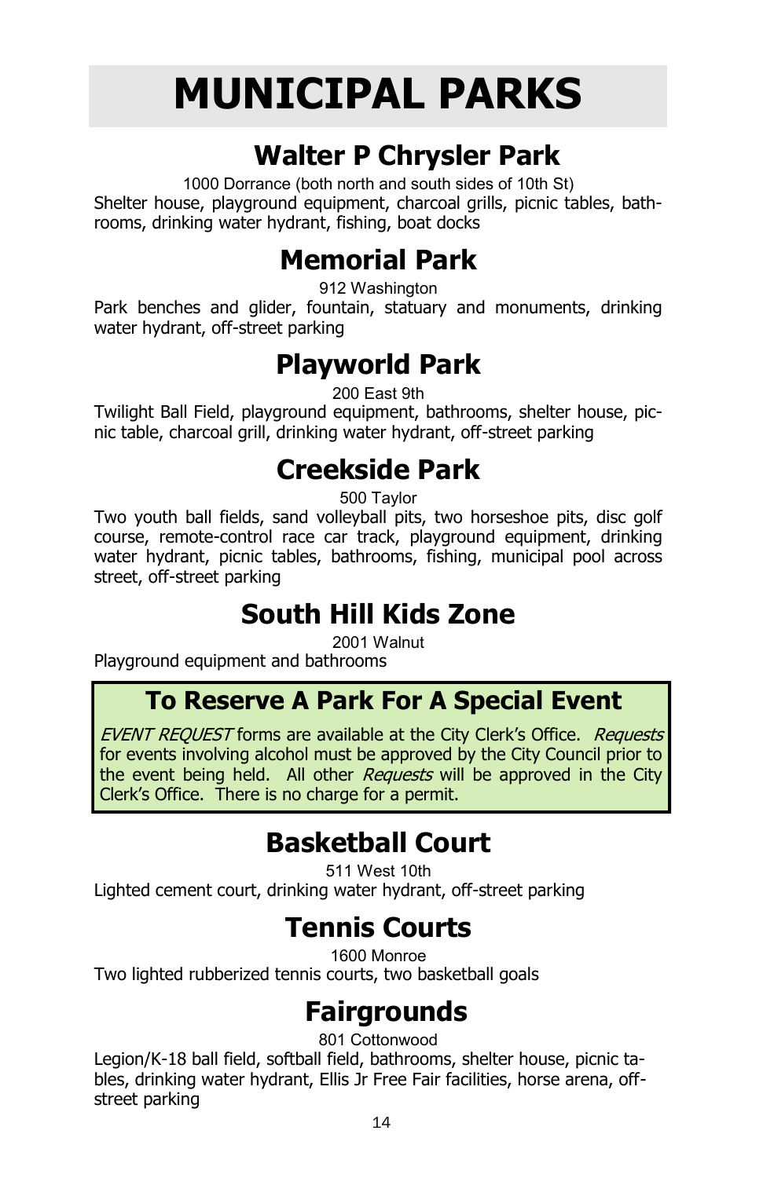# MUNICIPAL PARKS

## Walter P Chrysler Park

1000 Dorrance (both north and south sides of 10th St)

Shelter house, playground equipment, charcoal grills, picnic tables, bathrooms, drinking water hydrant, fishing, boat docks

## Memorial Park

912 Washington

Park benches and glider, fountain, statuary and monuments, drinking water hydrant, off-street parking

## Playworld Park

200 East 9th

Twilight Ball Field, playground equipment, bathrooms, shelter house, picnic table, charcoal grill, drinking water hydrant, off-street parking

## Creekside Park

500 Taylor

Two youth ball fields, sand volleyball pits, two horseshoe pits, disc golf course, remote-control race car track, playground equipment, drinking water hydrant, picnic tables, bathrooms, fishing, municipal pool across street, off-street parking

## South Hill Kids Zone

2001 Walnut

Playground equipment and bathrooms

### To Reserve A Park For A Special Event

*EVENT REQUEST* forms are available at the City Clerk's Office. *Requests* for events involving alcohol must be approved by the City Council prior to the event being held. All other *Requests* will be approved in the City Clerk's Office. There is no charge for a permit.

## Basketball Court

511 West 10th

Lighted cement court, drinking water hydrant, off-street parking

## Tennis Courts

1600 Monroe

Two lighted rubberized tennis courts, two basketball goals

## Fairgrounds

801 Cottonwood

Legion/K-18 ball field, softball field, bathrooms, shelter house, picnic tables, drinking water hydrant, Ellis Jr Free Fair facilities, horse arena, off-street parking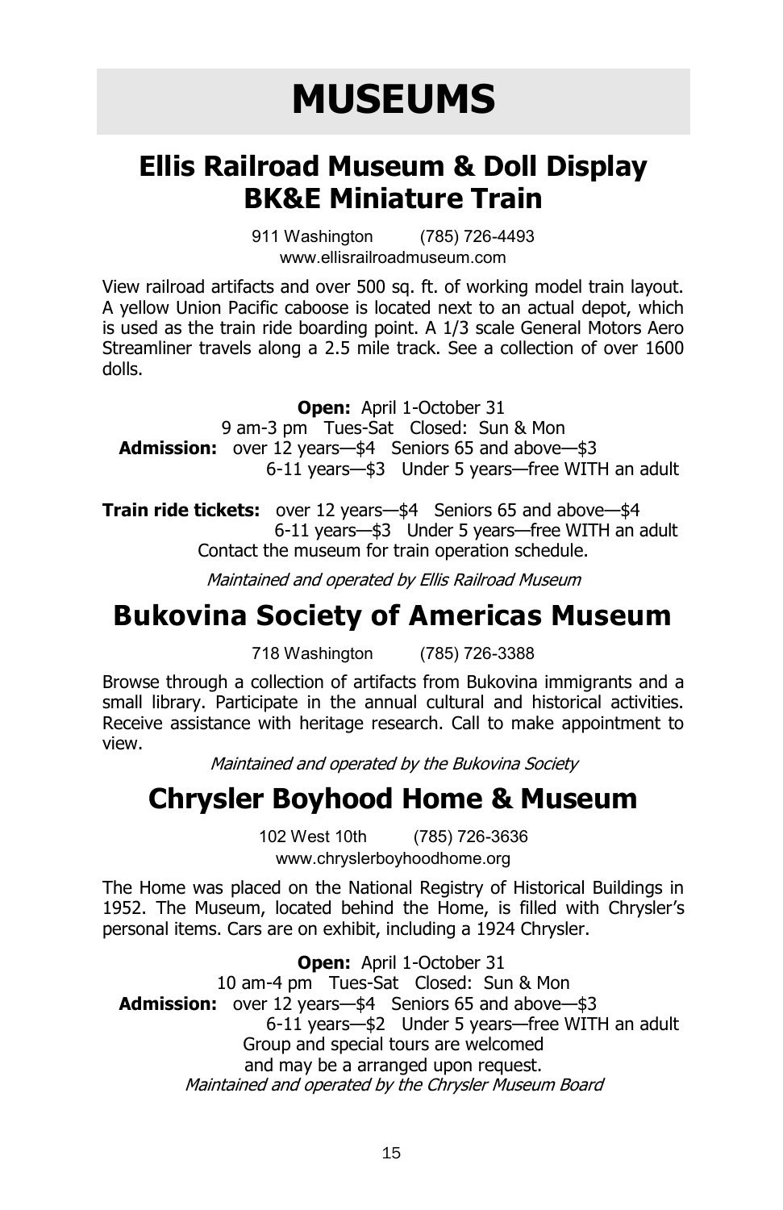# MUSEUMS

## Ellis Railroad Museum & Doll Display BK&E Miniature Train

911 Washington (785) 726-4493
www.ellisrailroadmuseum.com

View railroad artifacts and over 500 sq. ft. of working model train layout. A yellow Union Pacific caboose is located next to an actual depot, which is used as the train ride boarding point. A 1/3 scale General Motors Aero Streamliner travels along a 2.5 mile track. See a collection of over 1600 dolls.

**Open:** April 1-October 31
9 am-3 pm Tues-Sat Closed: Sun & Mon
**Admission:** over 12 years—$4 Seniors 65 and above—$3
6-11 years—$3 Under 5 years—free WITH an adult

**Train ride tickets:** over 12 years—$4 Seniors 65 and above—$4
6-11 years—$3 Under 5 years—free WITH an adult
Contact the museum for train operation schedule.

*Maintained and operated by Ellis Railroad Museum*

## Bukovina Society of Americas Museum

718 Washington (785) 726-3388

Browse through a collection of artifacts from Bukovina immigrants and a small library. Participate in the annual cultural and historical activities. Receive assistance with heritage research. Call to make appointment to view.

*Maintained and operated by the Bukovina Society*

## Chrysler Boyhood Home & Museum

102 West 10th (785) 726-3636
www.chryslerboyhoodhome.org

The Home was placed on the National Registry of Historical Buildings in 1952. The Museum, located behind the Home, is filled with Chrysler's personal items. Cars are on exhibit, including a 1924 Chrysler.

**Open:** April 1-October 31
10 am-4 pm Tues-Sat Closed: Sun & Mon
**Admission:** over 12 years—$4 Seniors 65 and above—$3
6-11 years—$2 Under 5 years—free WITH an adult
Group and special tours are welcomed
and may be a arranged upon request.
*Maintained and operated by the Chrysler Museum Board*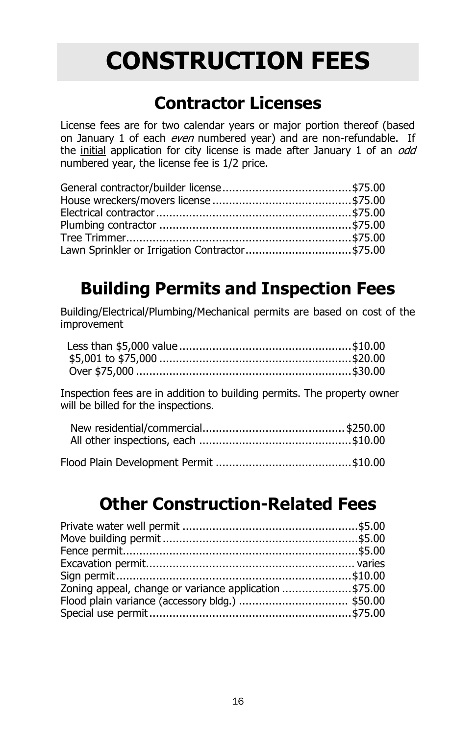# CONSTRUCTION FEES

## Contractor Licenses

License fees are for two calendar years or major portion thereof (based on January 1 of each *even* numbered year) and are non-refundable. If the initial application for city license is made after January 1 of an *odd* numbered year, the license fee is 1/2 price.

General contractor/builder license........................................$75.00
House wreckers/movers license..........................................$75.00
Electrical contractor...........................................................$75.00
Plumbing contractor ...........................................................$75.00
Tree Trimmer.....................................................................$75.00
Lawn Sprinkler or Irrigation Contractor.................................$75.00

## Building Permits and Inspection Fees

Building/Electrical/Plumbing/Mechanical permits are based on cost of the improvement

Less than $5,000 value....................................................$10.00
$5,001 to $75,000 ..........................................................$20.00
Over $75,000 .................................................................$30.00

Inspection fees are in addition to building permits. The property owner will be billed for the inspections.

New residential/commercial...........................................$250.00
All other inspections, each ..............................................$10.00

Flood Plain Development Permit ..........................................$10.00

## Other Construction-Related Fees

Private water well permit ......................................................$5.00
Move building permit ............................................................$5.00
Fence permit........................................................................$5.00
Excavation permit............................................................... varies
Sign permit.........................................................................$10.00
Zoning appeal, change or variance application ......................$75.00
Flood plain variance (accessory bldg.) .................................. $50.00
Special use permit...............................................................$75.00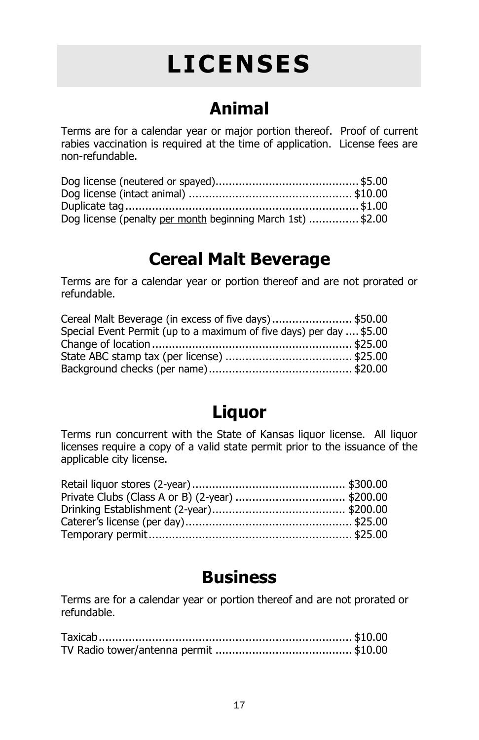# LICENSES

## Animal

Terms are for a calendar year or major portion thereof. Proof of current rabies vaccination is required at the time of application. License fees are non-refundable.

| | |
|---|---|
| Dog license (neutered or spayed) | $5.00 |
| Dog license (intact animal) | $10.00 |
| Duplicate tag | $1.00 |
| Dog license (penalty per month beginning March 1st) | $2.00 |

## Cereal Malt Beverage

Terms are for a calendar year or portion thereof and are not prorated or refundable.

| | |
|---|---|
| Cereal Malt Beverage (in excess of five days) | $50.00 |
| Special Event Permit (up to a maximum of five days) per day | $5.00 |
| Change of location | $25.00 |
| State ABC stamp tax (per license) | $25.00 |
| Background checks (per name) | $20.00 |

## Liquor

Terms run concurrent with the State of Kansas liquor license. All liquor licenses require a copy of a valid state permit prior to the issuance of the applicable city license.

| | |
|---|---|
| Retail liquor stores (2-year) | $300.00 |
| Private Clubs (Class A or B) (2-year) | $200.00 |
| Drinking Establishment (2-year) | $200.00 |
| Caterer's license (per day) | $25.00 |
| Temporary permit | $25.00 |

## Business

Terms are for a calendar year or portion thereof and are not prorated or refundable.

| | |
|---|---|
| Taxicab | $10.00 |
| TV Radio tower/antenna permit | $10.00 |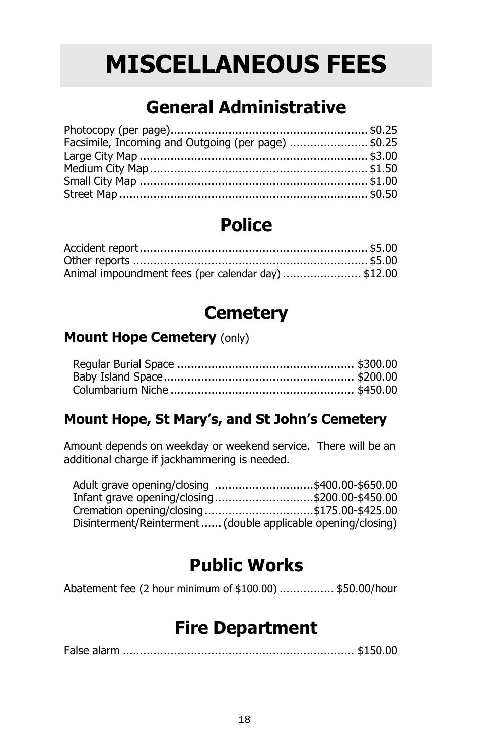# MISCELLANEOUS FEES

## General Administrative

Photocopy (per page) .......... $0.25
Facsimile, Incoming and Outgoing (per page) .......... $0.25
Large City Map .......... $3.00
Medium City Map .......... $1.50
Small City Map .......... $1.00
Street Map .......... $0.50

## Police

Accident report .......... $5.00
Other reports .......... $5.00
Animal impoundment fees (per calendar day) .......... $12.00

## Cemetery

### Mount Hope Cemetery (only)

Regular Burial Space .......... $300.00
Baby Island Space .......... $200.00
Columbarium Niche .......... $450.00

### Mount Hope, St Mary's, and St John's Cemetery

Amount depends on weekday or weekend service. There will be an additional charge if jackhammering is needed.

Adult grave opening/closing .......... $400.00-$650.00
Infant grave opening/closing .......... $200.00-$450.00
Cremation opening/closing .......... $175.00-$425.00
Disinterment/Reinterment ...... (double applicable opening/closing)

## Public Works

Abatement fee (2 hour minimum of $100.00) .......... $50.00/hour

## Fire Department

False alarm .......... $150.00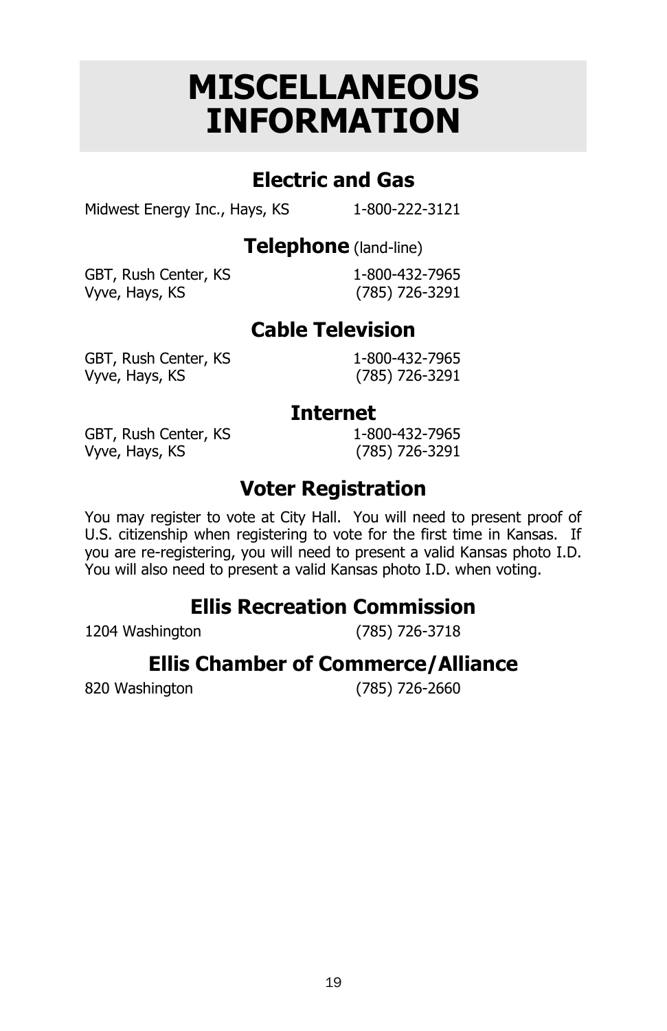# MISCELLANEOUS INFORMATION

## Electric and Gas

Midwest Energy Inc., Hays, KS 1-800-222-3121

## Telephone (land-line)

GBT, Rush Center, KS 1-800-432-7965
Vyve, Hays, KS (785) 726-3291

## Cable Television

GBT, Rush Center, KS 1-800-432-7965
Vyve, Hays, KS (785) 726-3291

## Internet

GBT, Rush Center, KS 1-800-432-7965
Vyve, Hays, KS (785) 726-3291

## Voter Registration

You may register to vote at City Hall. You will need to present proof of U.S. citizenship when registering to vote for the first time in Kansas. If you are re-registering, you will need to present a valid Kansas photo I.D. You will also need to present a valid Kansas photo I.D. when voting.

## Ellis Recreation Commission

1204 Washington (785) 726-3718

## Ellis Chamber of Commerce/Alliance

820 Washington (785) 726-2660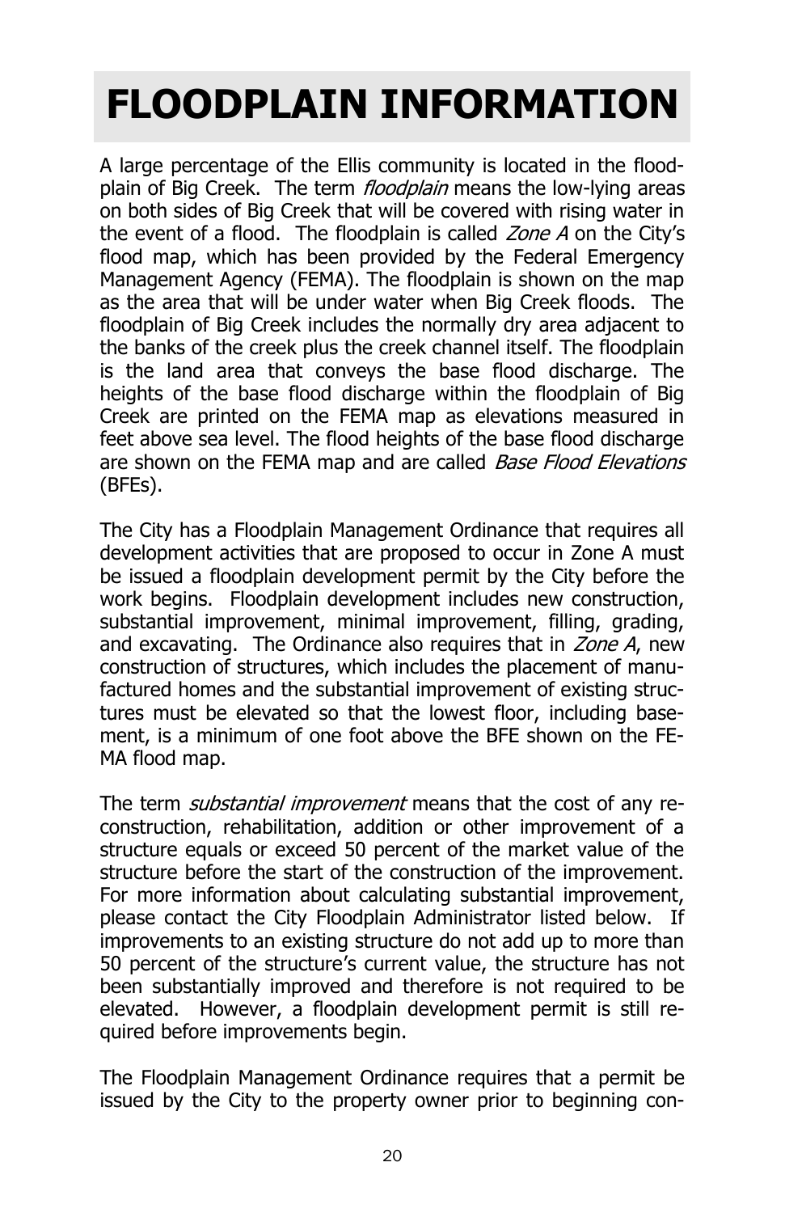# FLOODPLAIN INFORMATION

A large percentage of the Ellis community is located in the floodplain of Big Creek. The term *floodplain* means the low-lying areas on both sides of Big Creek that will be covered with rising water in the event of a flood. The floodplain is called *Zone A* on the City's flood map, which has been provided by the Federal Emergency Management Agency (FEMA). The floodplain is shown on the map as the area that will be under water when Big Creek floods. The floodplain of Big Creek includes the normally dry area adjacent to the banks of the creek plus the creek channel itself. The floodplain is the land area that conveys the base flood discharge. The heights of the base flood discharge within the floodplain of Big Creek are printed on the FEMA map as elevations measured in feet above sea level. The flood heights of the base flood discharge are shown on the FEMA map and are called *Base Flood Elevations* (BFEs).

The City has a Floodplain Management Ordinance that requires all development activities that are proposed to occur in Zone A must be issued a floodplain development permit by the City before the work begins. Floodplain development includes new construction, substantial improvement, minimal improvement, filling, grading, and excavating. The Ordinance also requires that in *Zone A*, new construction of structures, which includes the placement of manufactured homes and the substantial improvement of existing structures must be elevated so that the lowest floor, including basement, is a minimum of one foot above the BFE shown on the FEMA flood map.

The term *substantial improvement* means that the cost of any reconstruction, rehabilitation, addition or other improvement of a structure equals or exceed 50 percent of the market value of the structure before the start of the construction of the improvement. For more information about calculating substantial improvement, please contact the City Floodplain Administrator listed below. If improvements to an existing structure do not add up to more than 50 percent of the structure's current value, the structure has not been substantially improved and therefore is not required to be elevated. However, a floodplain development permit is still required before improvements begin.

The Floodplain Management Ordinance requires that a permit be issued by the City to the property owner prior to beginning con-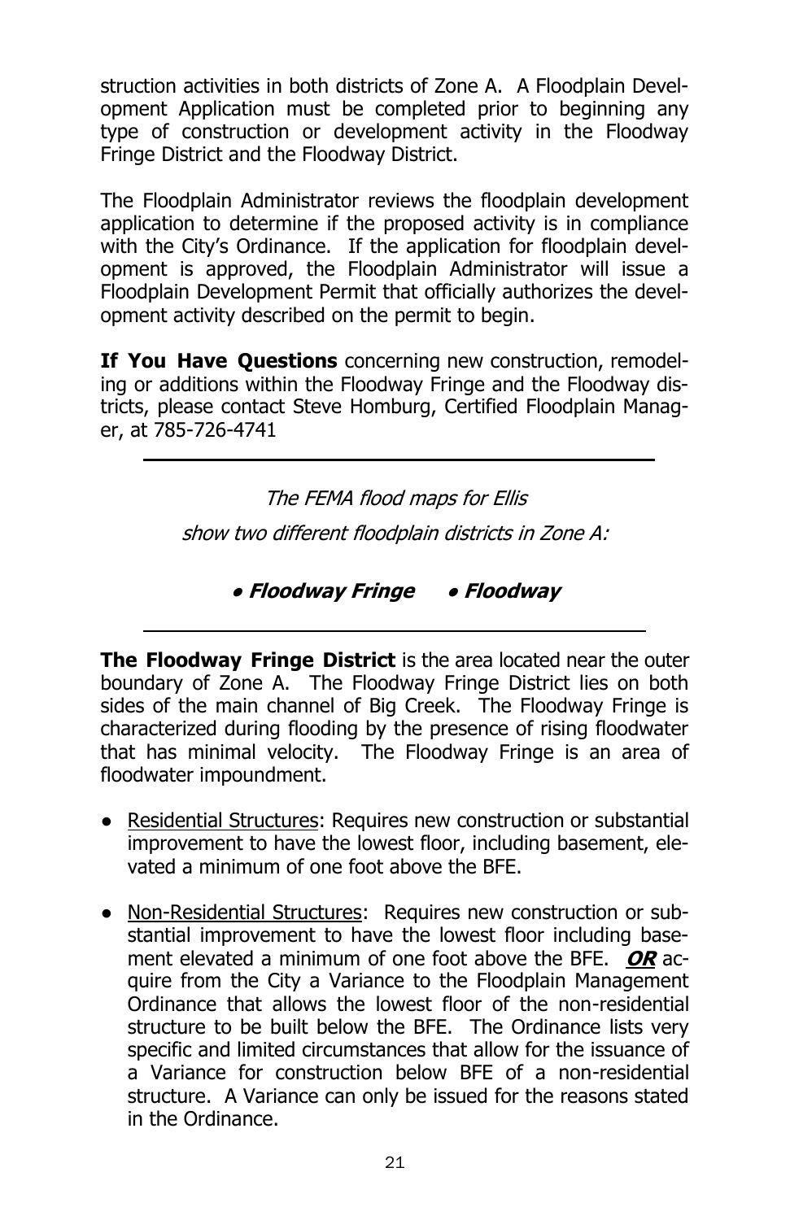struction activities in both districts of Zone A. A Floodplain Development Application must be completed prior to beginning any type of construction or development activity in the Floodway Fringe District and the Floodway District.

The Floodplain Administrator reviews the floodplain development application to determine if the proposed activity is in compliance with the City's Ordinance. If the application for floodplain development is approved, the Floodplain Administrator will issue a Floodplain Development Permit that officially authorizes the development activity described on the permit to begin.

**If You Have Questions** concerning new construction, remodeling or additions within the Floodway Fringe and the Floodway districts, please contact Steve Homburg, Certified Floodplain Manager, at 785-726-4741

---

*The FEMA flood maps for Ellis*

*show two different floodplain districts in Zone A:*

***• Floodway Fringe • Floodway***

---

**The Floodway Fringe District** is the area located near the outer boundary of Zone A. The Floodway Fringe District lies on both sides of the main channel of Big Creek. The Floodway Fringe is characterized during flooding by the presence of rising floodwater that has minimal velocity. The Floodway Fringe is an area of floodwater impoundment.

- Residential Structures: Requires new construction or substantial improvement to have the lowest floor, including basement, elevated a minimum of one foot above the BFE.

- Non-Residential Structures: Requires new construction or substantial improvement to have the lowest floor including basement elevated a minimum of one foot above the BFE. ***OR*** acquire from the City a Variance to the Floodplain Management Ordinance that allows the lowest floor of the non-residential structure to be built below the BFE. The Ordinance lists very specific and limited circumstances that allow for the issuance of a Variance for construction below BFE of a non-residential structure. A Variance can only be issued for the reasons stated in the Ordinance.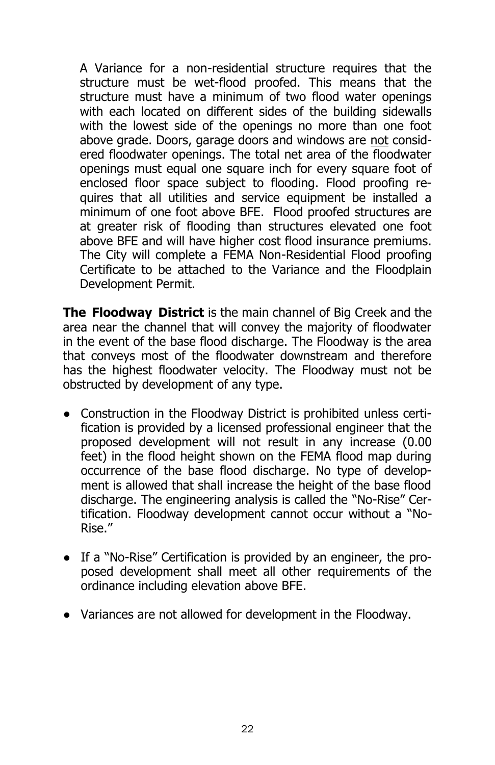A Variance for a non-residential structure requires that the structure must be wet-flood proofed. This means that the structure must have a minimum of two flood water openings with each located on different sides of the building sidewalls with the lowest side of the openings no more than one foot above grade. Doors, garage doors and windows are not considered floodwater openings. The total net area of the floodwater openings must equal one square inch for every square foot of enclosed floor space subject to flooding. Flood proofing requires that all utilities and service equipment be installed a minimum of one foot above BFE. Flood proofed structures are at greater risk of flooding than structures elevated one foot above BFE and will have higher cost flood insurance premiums. The City will complete a FEMA Non-Residential Flood proofing Certificate to be attached to the Variance and the Floodplain Development Permit.

**The Floodway District** is the main channel of Big Creek and the area near the channel that will convey the majority of floodwater in the event of the base flood discharge. The Floodway is the area that conveys most of the floodwater downstream and therefore has the highest floodwater velocity. The Floodway must not be obstructed by development of any type.

- Construction in the Floodway District is prohibited unless certification is provided by a licensed professional engineer that the proposed development will not result in any increase (0.00 feet) in the flood height shown on the FEMA flood map during occurrence of the base flood discharge. No type of development is allowed that shall increase the height of the base flood discharge. The engineering analysis is called the "No-Rise" Certification. Floodway development cannot occur without a "No-Rise."

- If a "No-Rise" Certification is provided by an engineer, the proposed development shall meet all other requirements of the ordinance including elevation above BFE.

- Variances are not allowed for development in the Floodway.